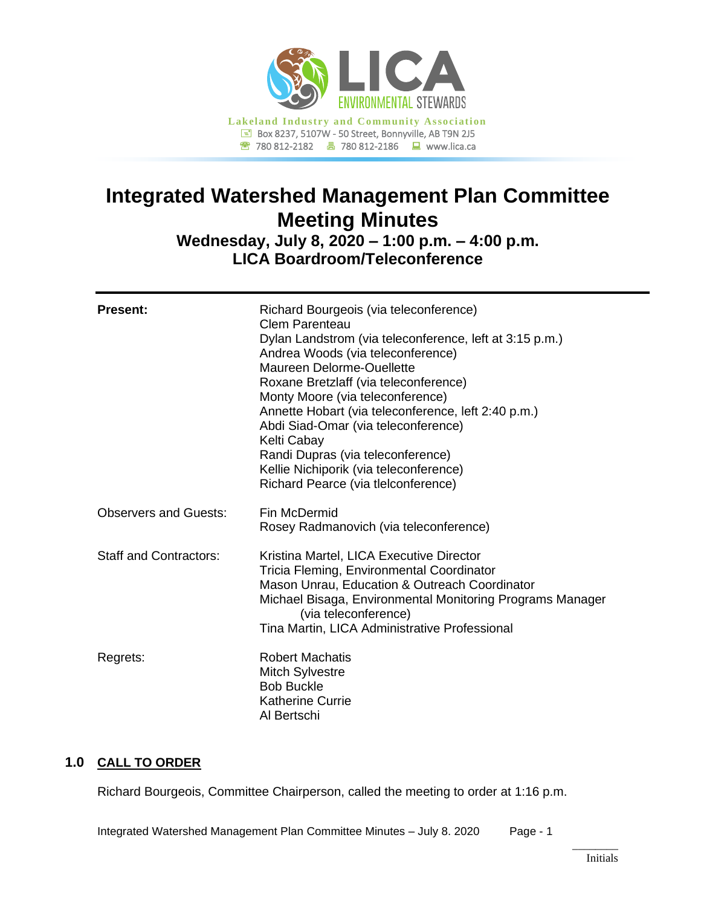LICA ENVIRONMENTAL STEWARDS

Lakeland Industry and Community Association
Box 8237, 5107W - 50 Street, Bonnyville, AB T9N 2J5
780 812-2182 780 812-2186 www.lica.ca

# Integrated Watershed Management Plan Committee Meeting Minutes

## Wednesday, July 8, 2020 – 1:00 p.m. – 4:00 p.m.
## LICA Boardroom/Teleconference

**Present:**

Richard Bourgeois (via teleconference)
Clem Parenteau
Dylan Landstrom (via teleconference, left at 3:15 p.m.)
Andrea Woods (via teleconference)
Maureen Delorme-Ouellette
Roxane Bretzlaff (via teleconference)
Monty Moore (via teleconference)
Annette Hobart (via teleconference, left 2:40 p.m.)
Abdi Siad-Omar (via teleconference)
Kelti Cabay
Randi Dupras (via teleconference)
Kellie Nichiporik (via teleconference)
Richard Pearce (via tlelconference)

Observers and Guests:

Fin McDermid
Rosey Radmanovich (via teleconference)

Staff and Contractors:

Kristina Martel, LICA Executive Director
Tricia Fleming, Environmental Coordinator
Mason Unrau, Education & Outreach Coordinator
Michael Bisaga, Environmental Monitoring Programs Manager (via teleconference)
Tina Martin, LICA Administrative Professional

Regrets:

Robert Machatis
Mitch Sylvestre
Bob Buckle
Katherine Currie
Al Bertschi

## 1.0 CALL TO ORDER

Richard Bourgeois, Committee Chairperson, called the meeting to order at 1:16 p.m.

Initials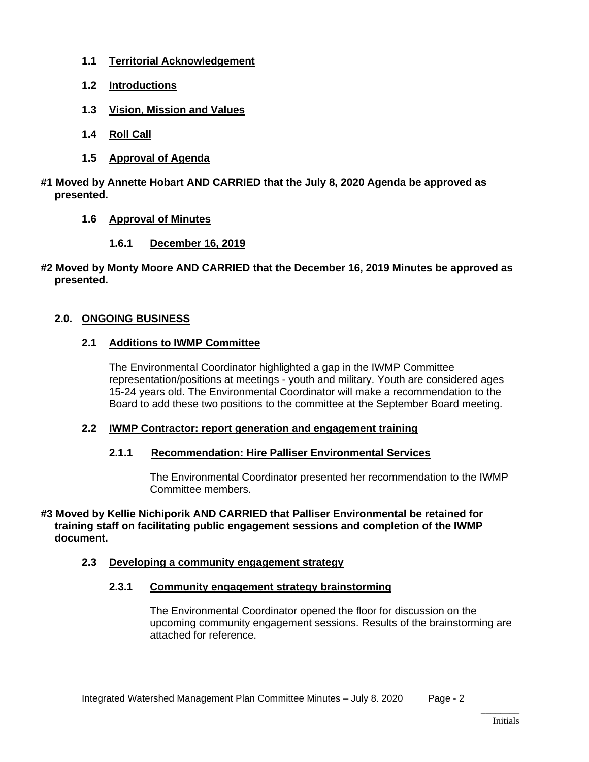**1.1 Territorial Acknowledgement**

**1.2 Introductions**

**1.3 Vision, Mission and Values**

**1.4 Roll Call**

**1.5 Approval of Agenda**

**#1 Moved by Annette Hobart AND CARRIED that the July 8, 2020 Agenda be approved as presented.**

**1.6 Approval of Minutes**

**1.6.1 December 16, 2019**

**#2 Moved by Monty Moore AND CARRIED that the December 16, 2019 Minutes be approved as presented.**

## 2.0. ONGOING BUSINESS

### 2.1 Additions to IWMP Committee

The Environmental Coordinator highlighted a gap in the IWMP Committee representation/positions at meetings - youth and military. Youth are considered ages 15-24 years old. The Environmental Coordinator will make a recommendation to the Board to add these two positions to the committee at the September Board meeting.

### 2.2 IWMP Contractor: report generation and engagement training

#### 2.1.1 Recommendation: Hire Palliser Environmental Services

The Environmental Coordinator presented her recommendation to the IWMP Committee members.

**#3 Moved by Kellie Nichiporik AND CARRIED that Palliser Environmental be retained for training staff on facilitating public engagement sessions and completion of the IWMP document.**

### 2.3 Developing a community engagement strategy

#### 2.3.1 Community engagement strategy brainstorming

The Environmental Coordinator opened the floor for discussion on the upcoming community engagement sessions. Results of the brainstorming are attached for reference.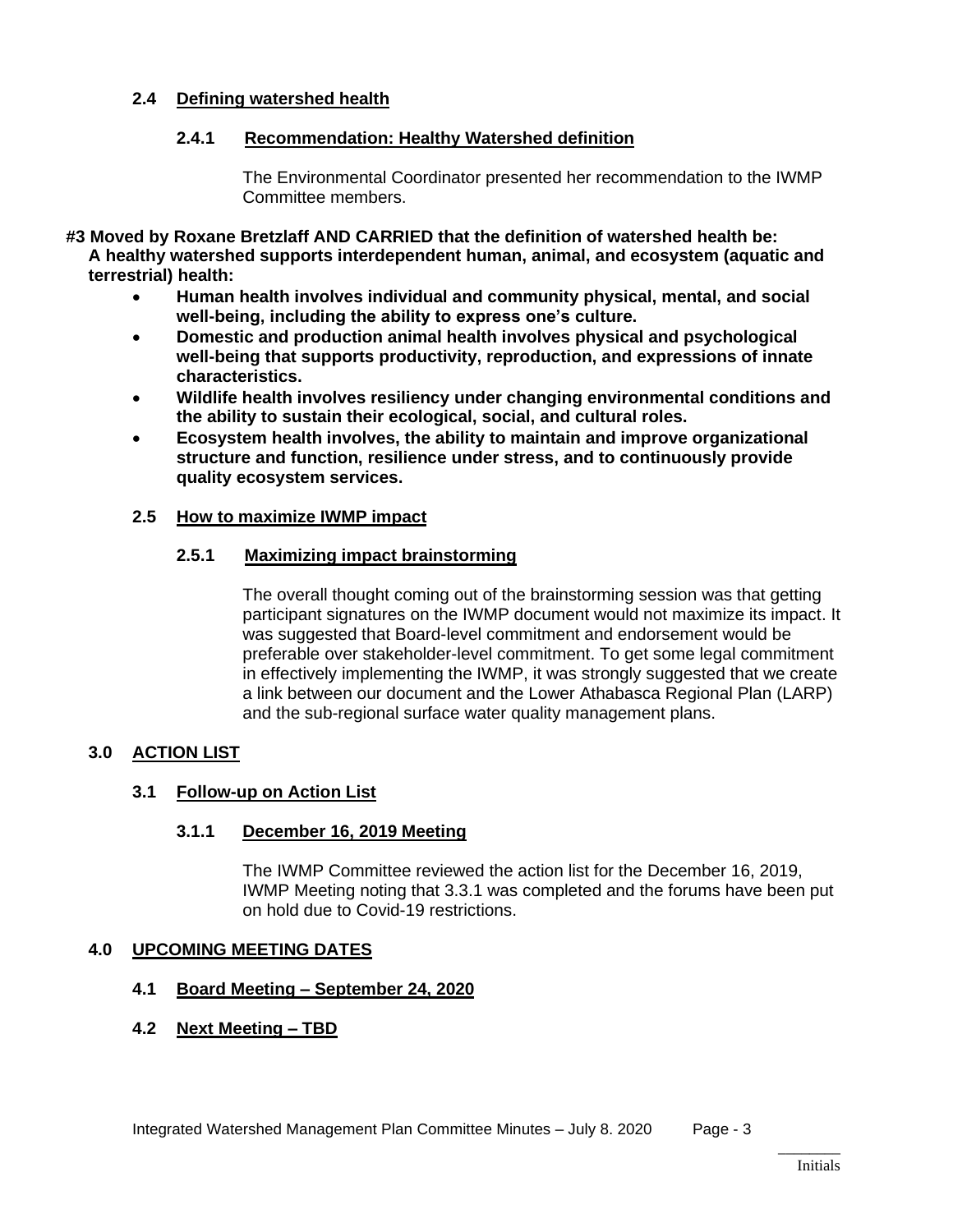### 2.4 Defining watershed health

#### 2.4.1 Recommendation: Healthy Watershed definition

The Environmental Coordinator presented her recommendation to the IWMP Committee members.

**#3 Moved by Roxane Bretzlaff AND CARRIED that the definition of watershed health be: A healthy watershed supports interdependent human, animal, and ecosystem (aquatic and terrestrial) health:**

- **Human health involves individual and community physical, mental, and social well-being, including the ability to express one's culture.**
- **Domestic and production animal health involves physical and psychological well-being that supports productivity, reproduction, and expressions of innate characteristics.**
- **Wildlife health involves resiliency under changing environmental conditions and the ability to sustain their ecological, social, and cultural roles.**
- **Ecosystem health involves, the ability to maintain and improve organizational structure and function, resilience under stress, and to continuously provide quality ecosystem services.**

### 2.5 How to maximize IWMP impact

#### 2.5.1 Maximizing impact brainstorming

The overall thought coming out of the brainstorming session was that getting participant signatures on the IWMP document would not maximize its impact. It was suggested that Board-level commitment and endorsement would be preferable over stakeholder-level commitment. To get some legal commitment in effectively implementing the IWMP, it was strongly suggested that we create a link between our document and the Lower Athabasca Regional Plan (LARP) and the sub-regional surface water quality management plans.

## 3.0 ACTION LIST

### 3.1 Follow-up on Action List

#### 3.1.1 December 16, 2019 Meeting

The IWMP Committee reviewed the action list for the December 16, 2019, IWMP Meeting noting that 3.3.1 was completed and the forums have been put on hold due to Covid-19 restrictions.

## 4.0 UPCOMING MEETING DATES

### 4.1 Board Meeting – September 24, 2020

### 4.2 Next Meeting – TBD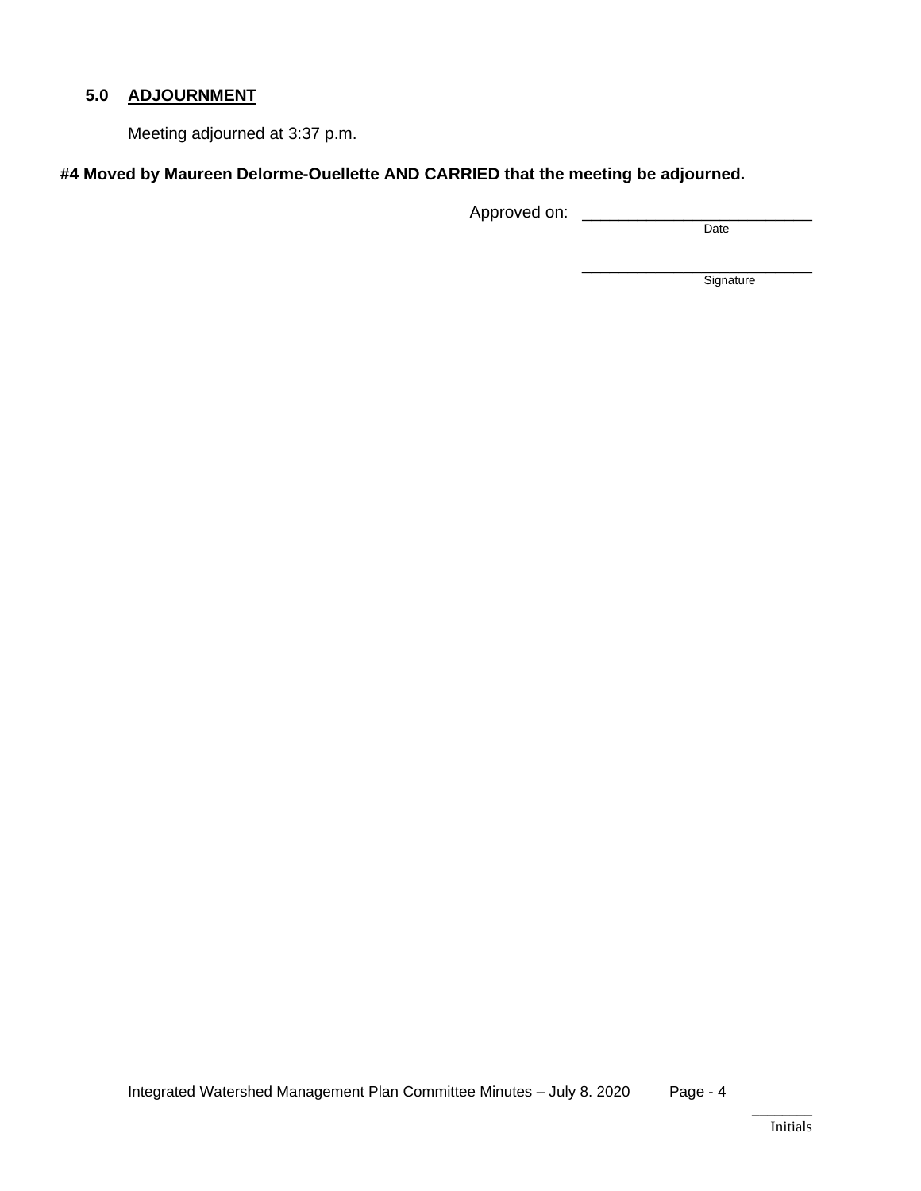## 5.0 ADJOURNMENT

Meeting adjourned at 3:37 p.m.

**#4 Moved by Maureen Delorme-Ouellette AND CARRIED that the meeting be adjourned.**

Approved on: ______________________
Date

______________________
Signature

________
Initials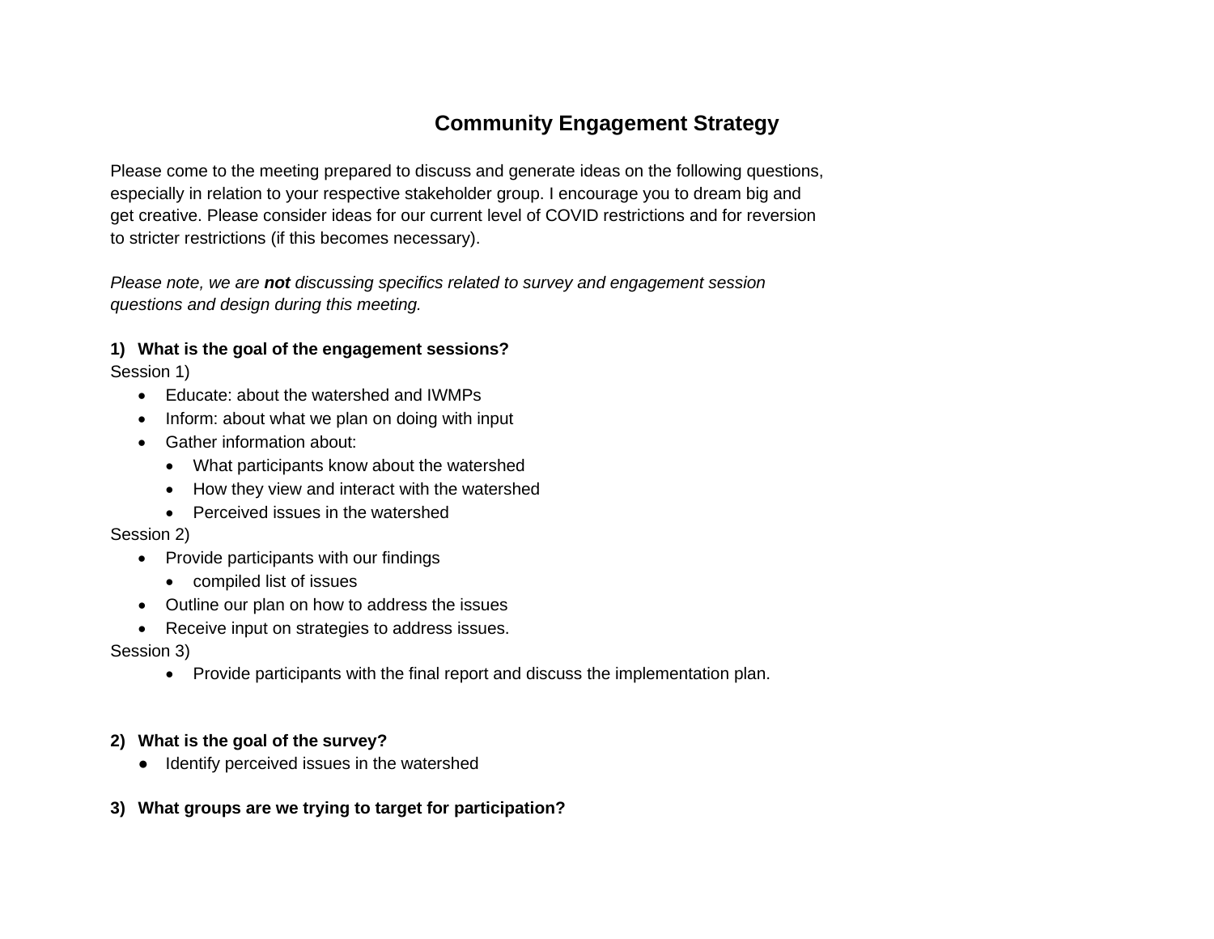# Community Engagement Strategy

Please come to the meeting prepared to discuss and generate ideas on the following questions, especially in relation to your respective stakeholder group. I encourage you to dream big and get creative. Please consider ideas for our current level of COVID restrictions and for reversion to stricter restrictions (if this becomes necessary).

*Please note, we are **not** discussing specifics related to survey and engagement session questions and design during this meeting.*

**1) What is the goal of the engagement sessions?**

Session 1)

- Educate: about the watershed and IWMPs
- Inform: about what we plan on doing with input
- Gather information about:
  - What participants know about the watershed
  - How they view and interact with the watershed
  - Perceived issues in the watershed

Session 2)

- Provide participants with our findings
  - compiled list of issues
- Outline our plan on how to address the issues
- Receive input on strategies to address issues.

Session 3)

- Provide participants with the final report and discuss the implementation plan.

**2) What is the goal of the survey?**

- Identify perceived issues in the watershed

**3) What groups are we trying to target for participation?**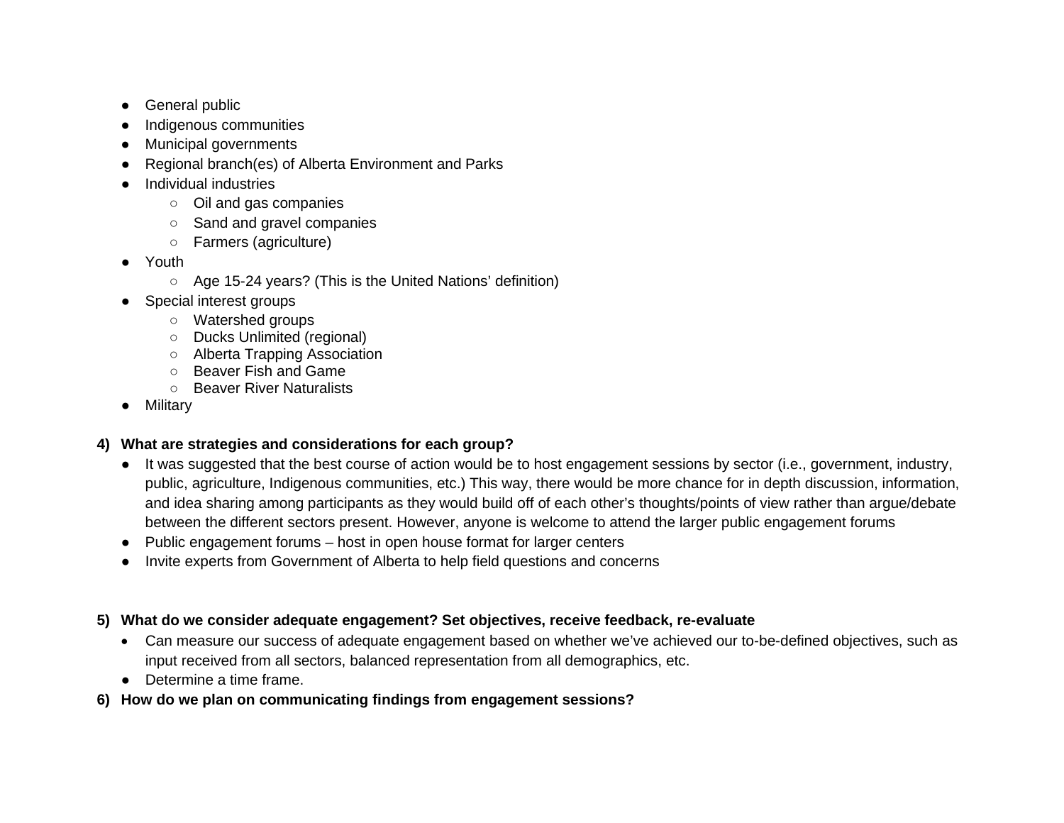- General public
- Indigenous communities
- Municipal governments
- Regional branch(es) of Alberta Environment and Parks
- Individual industries
    - Oil and gas companies
    - Sand and gravel companies
    - Farmers (agriculture)
- Youth
    - Age 15-24 years? (This is the United Nations' definition)
- Special interest groups
    - Watershed groups
    - Ducks Unlimited (regional)
    - Alberta Trapping Association
    - Beaver Fish and Game
    - Beaver River Naturalists
- Military

**4) What are strategies and considerations for each group?**

- It was suggested that the best course of action would be to host engagement sessions by sector (i.e., government, industry, public, agriculture, Indigenous communities, etc.) This way, there would be more chance for in depth discussion, information, and idea sharing among participants as they would build off of each other's thoughts/points of view rather than argue/debate between the different sectors present. However, anyone is welcome to attend the larger public engagement forums
- Public engagement forums – host in open house format for larger centers
- Invite experts from Government of Alberta to help field questions and concerns

**5) What do we consider adequate engagement? Set objectives, receive feedback, re-evaluate**

- Can measure our success of adequate engagement based on whether we've achieved our to-be-defined objectives, such as input received from all sectors, balanced representation from all demographics, etc.
- Determine a time frame.

**6) How do we plan on communicating findings from engagement sessions?**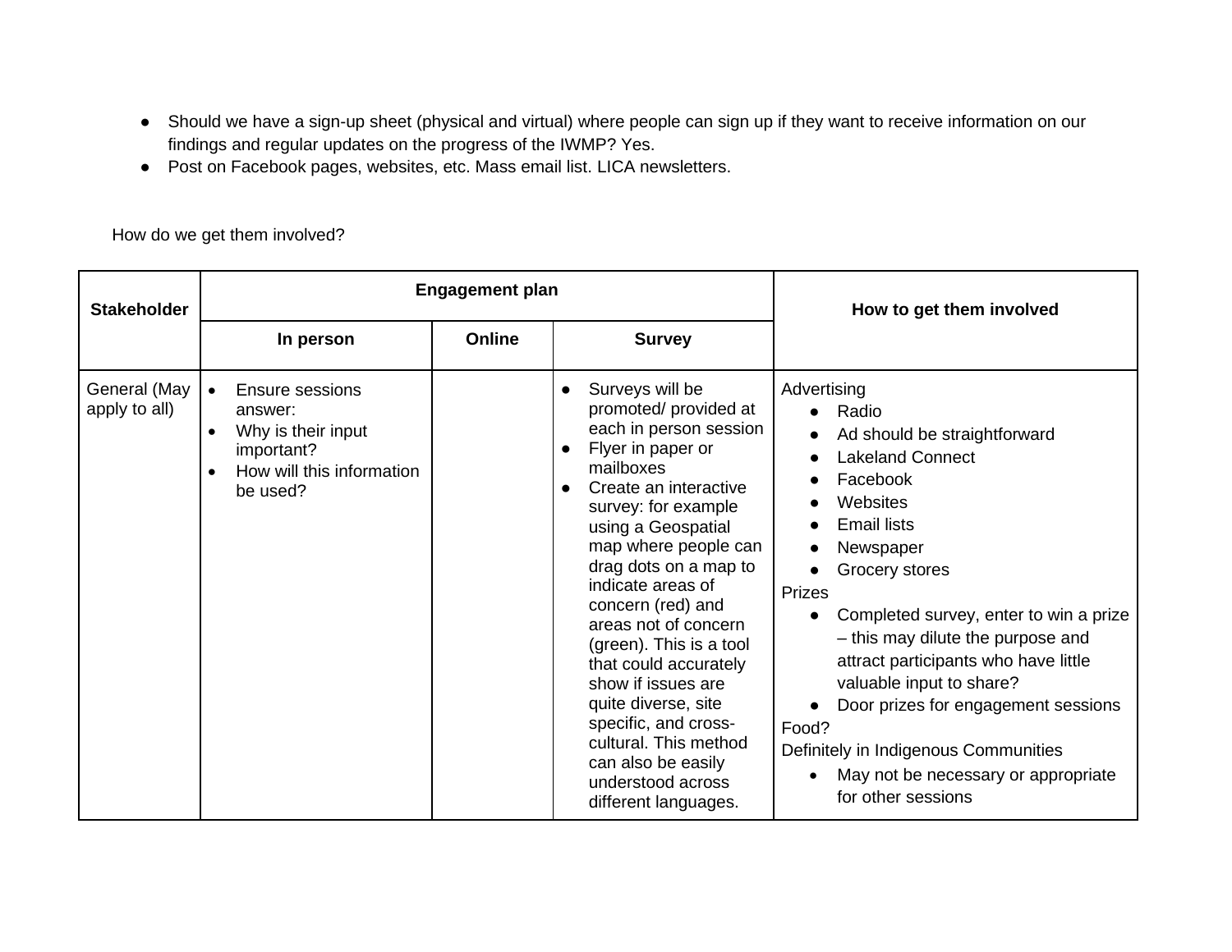- Should we have a sign-up sheet (physical and virtual) where people can sign up if they want to receive information on our findings and regular updates on the progress of the IWMP? Yes.
- Post on Facebook pages, websites, etc. Mass email list. LICA newsletters.

How do we get them involved?

| Stakeholder | Engagement plan | | | How to get them involved |
|---|---|---|---|---|
| | In person | Online | Survey | |
| General (May apply to all) | • Ensure sessions answer:<br>• Why is their input important?<br>• How will this information be used? | | • Surveys will be promoted/ provided at each in person session<br>• Flyer in paper or mailboxes<br>• Create an interactive survey: for example using a Geospatial map where people can drag dots on a map to indicate areas of concern (red) and areas not of concern (green). This is a tool that could accurately show if issues are quite diverse, site specific, and cross-cultural. This method can also be easily understood across different languages. | Advertising<br>• Radio<br>• Ad should be straightforward<br>• Lakeland Connect<br>• Facebook<br>• Websites<br>• Email lists<br>• Newspaper<br>• Grocery stores<br>Prizes<br>• Completed survey, enter to win a prize – this may dilute the purpose and attract participants who have little valuable input to share?<br>• Door prizes for engagement sessions<br>Food?<br>Definitely in Indigenous Communities<br>• May not be necessary or appropriate for other sessions |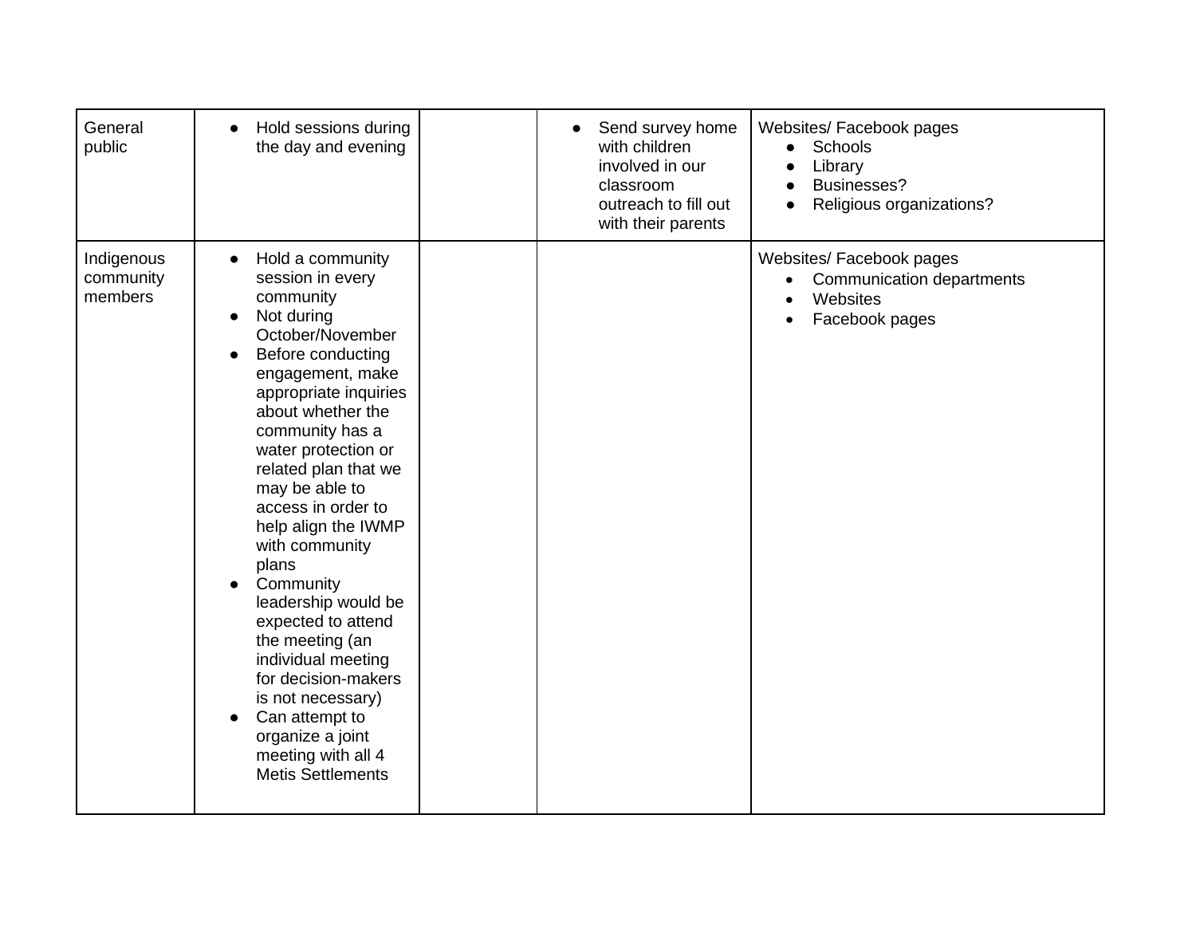| | | | | |
|---|---|---|---|---|
| General public | • Hold sessions during the day and evening | | • Send survey home with children involved in our classroom outreach to fill out with their parents | Websites/ Facebook pages<br>• Schools<br>• Library<br>• Businesses?<br>• Religious organizations? |
| Indigenous community members | • Hold a community session in every community<br>• Not during October/November<br>• Before conducting engagement, make appropriate inquiries about whether the community has a water protection or related plan that we may be able to access in order to help align the IWMP with community plans<br>• Community leadership would be expected to attend the meeting (an individual meeting for decision-makers is not necessary)<br>• Can attempt to organize a joint meeting with all 4 Metis Settlements | | | Websites/ Facebook pages<br>• Communication departments<br>• Websites<br>• Facebook pages |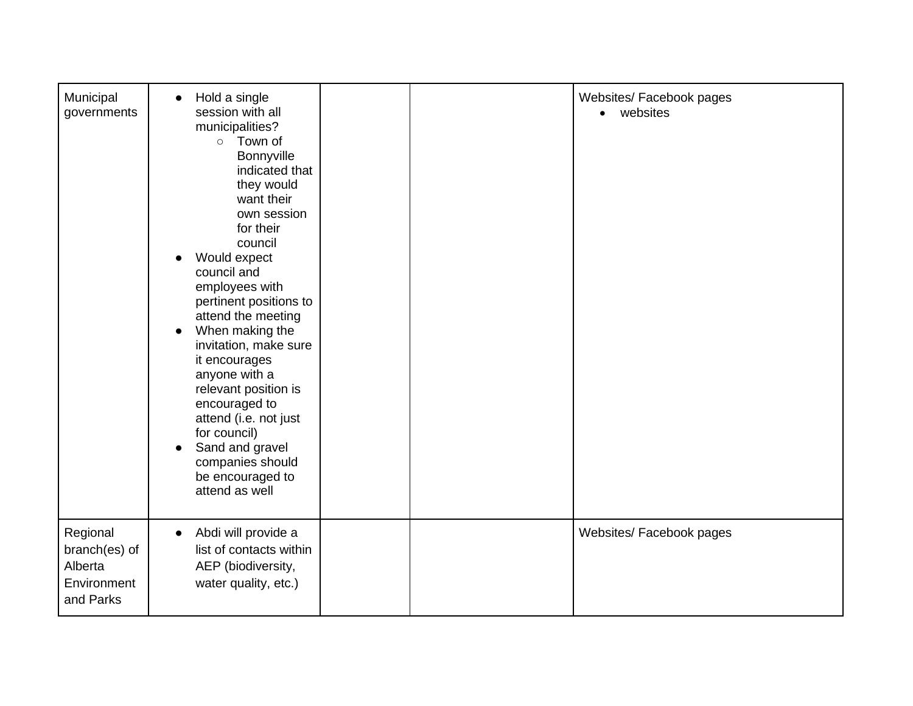| | | | | |
|---|---|---|---|---|
| Municipal governments | <ul><li>Hold a single session with all municipalities?<ul><li>Town of Bonnyville indicated that they would want their own session for their council</li></ul></li><li>Would expect council and employees with pertinent positions to attend the meeting</li><li>When making the invitation, make sure it encourages anyone with a relevant position is encouraged to attend (i.e. not just for council)</li><li>Sand and gravel companies should be encouraged to attend as well</li></ul> | | | Websites/ Facebook pages<ul><li>websites</li></ul> |
| Regional branch(es) of Alberta Environment and Parks | <ul><li>Abdi will provide a list of contacts within AEP (biodiversity, water quality, etc.)</li></ul> | | | Websites/ Facebook pages |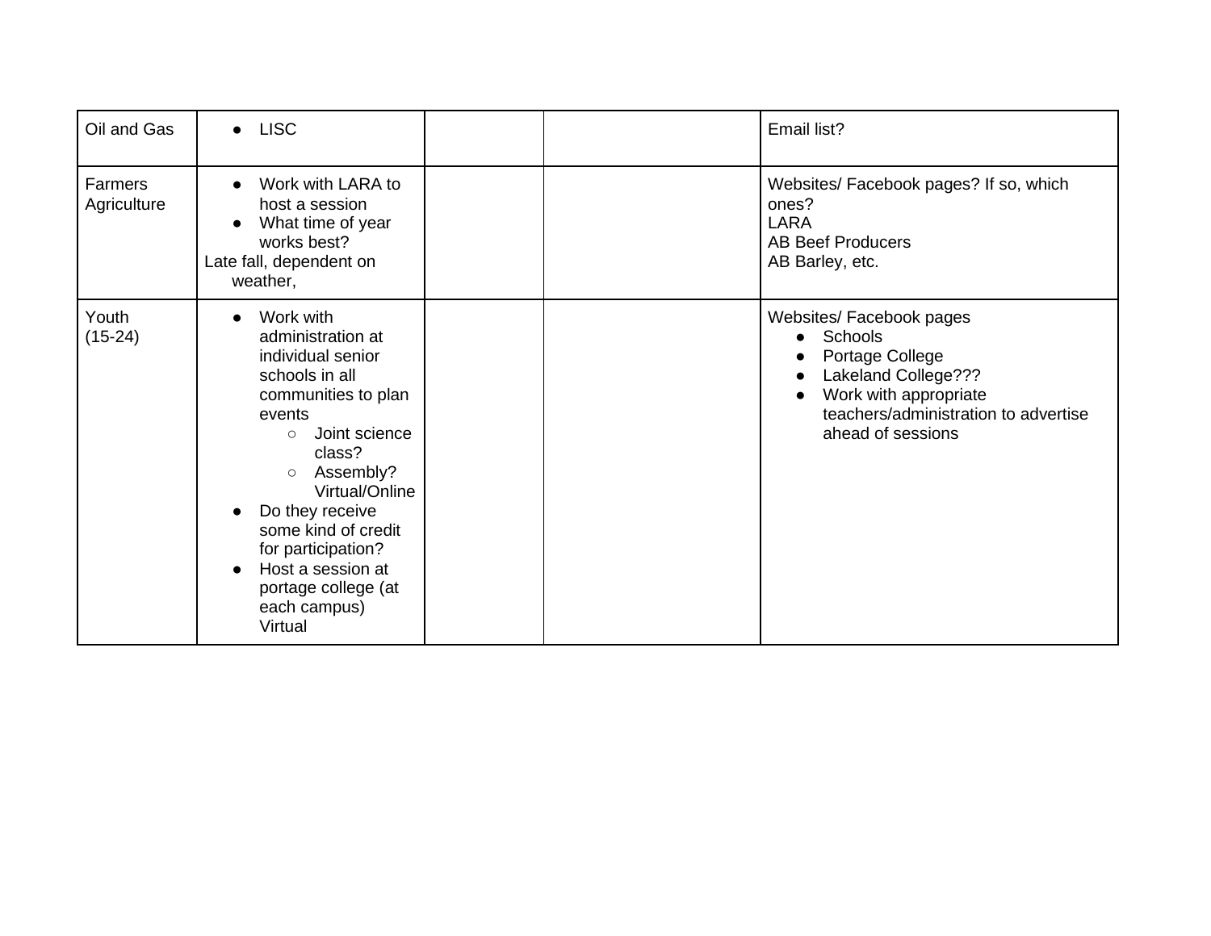| | | | | |
|---|---|---|---|---|
| Oil and Gas | • LISC | | | Email list? |
| Farmers Agriculture | • Work with LARA to host a session<br>• What time of year works best?<br>Late fall, dependent on weather, | | | Websites/ Facebook pages? If so, which ones?<br>LARA<br>AB Beef Producers<br>AB Barley, etc. |
| Youth (15-24) | • Work with administration at individual senior schools in all communities to plan events<br>  ○ Joint science class?<br>  ○ Assembly? Virtual/Online<br>• Do they receive some kind of credit for participation?<br>• Host a session at portage college (at each campus) Virtual | | | Websites/ Facebook pages<br>• Schools<br>• Portage College<br>• Lakeland College???<br>• Work with appropriate teachers/administration to advertise ahead of sessions |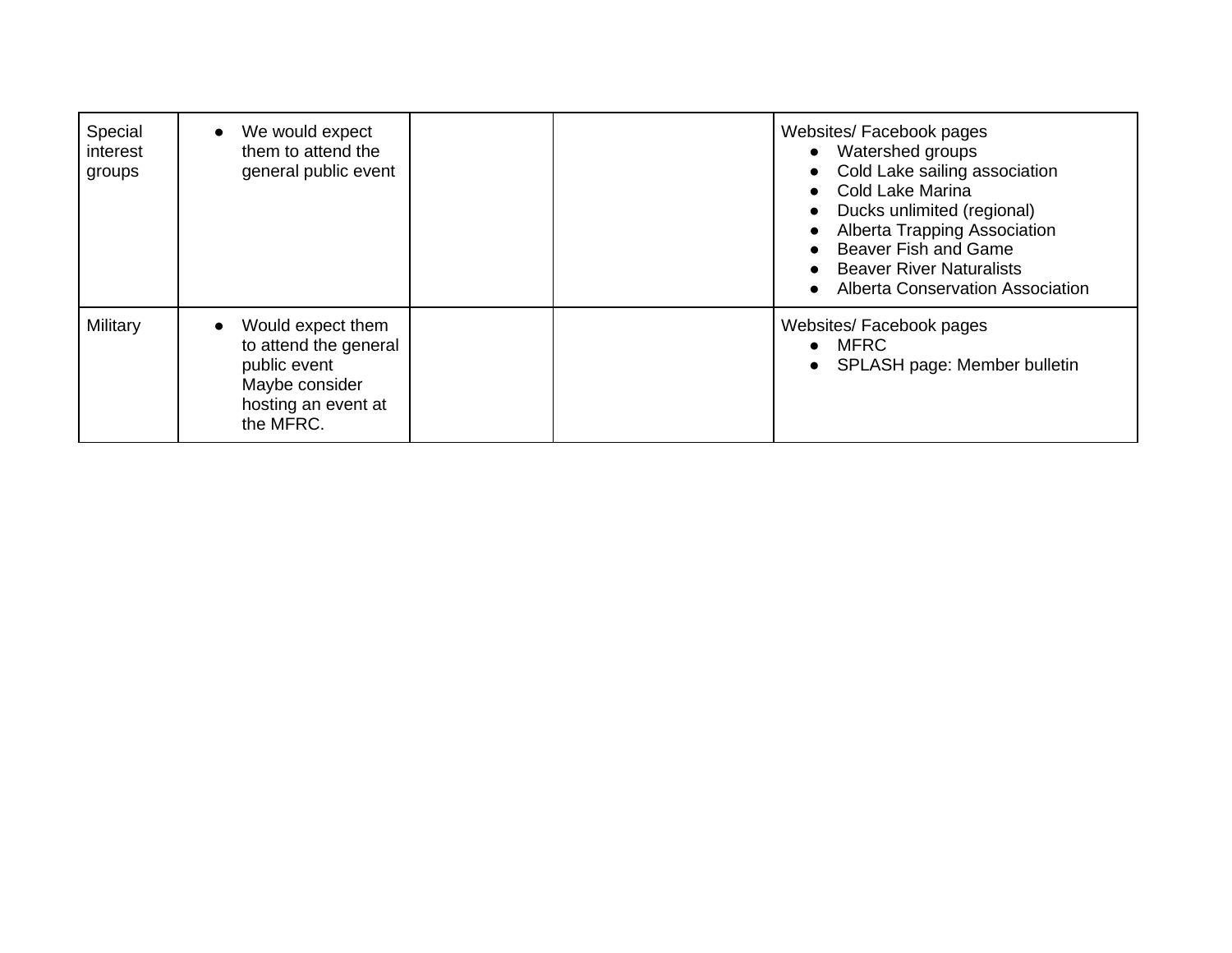| | | | | |
|---|---|---|---|---|
| Special interest groups | • We would expect them to attend the general public event | | | Websites/ Facebook pages<br>• Watershed groups<br>• Cold Lake sailing association<br>• Cold Lake Marina<br>• Ducks unlimited (regional)<br>• Alberta Trapping Association<br>• Beaver Fish and Game<br>• Beaver River Naturalists<br>• Alberta Conservation Association |
| Military | • Would expect them to attend the general public event<br>Maybe consider hosting an event at the MFRC. | | | Websites/ Facebook pages<br>• MFRC<br>• SPLASH page: Member bulletin |